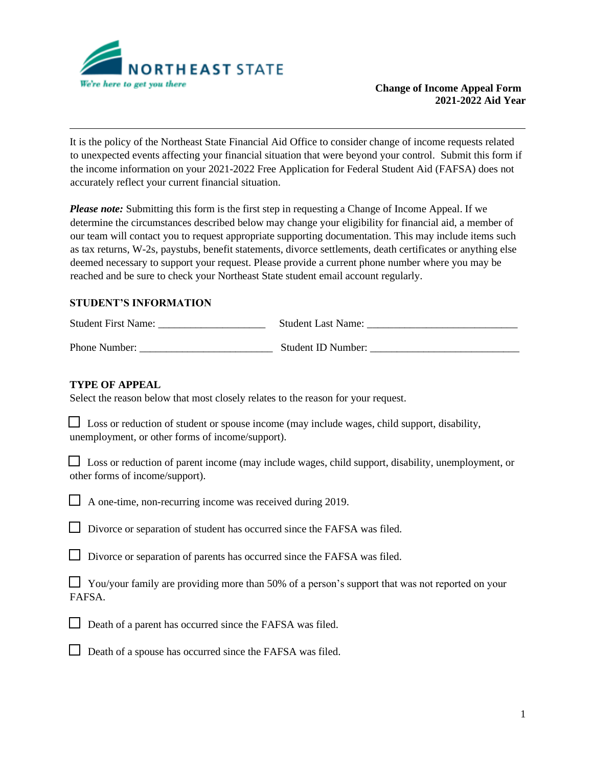NORTHEAST STATE
*We're here to get you there*

**Change of Income Appeal Form**
**2021-2022 Aid Year**

---

It is the policy of the Northeast State Financial Aid Office to consider change of income requests related to unexpected events affecting your financial situation that were beyond your control. Submit this form if the income information on your 2021-2022 Free Application for Federal Student Aid (FAFSA) does not accurately reflect your current financial situation.

***Please note:*** Submitting this form is the first step in requesting a Change of Income Appeal. If we determine the circumstances described below may change your eligibility for financial aid, a member of our team will contact you to request appropriate supporting documentation. This may include items such as tax returns, W-2s, paystubs, benefit statements, divorce settlements, death certificates or anything else deemed necessary to support your request. Please provide a current phone number where you may be reached and be sure to check your Northeast State student email account regularly.

**STUDENT'S INFORMATION**

Student First Name: ____________________ Student Last Name: ____________________________

Phone Number: _________________________ Student ID Number: ____________________________

**TYPE OF APPEAL**

Select the reason below that most closely relates to the reason for your request.

☐ Loss or reduction of student or spouse income (may include wages, child support, disability, unemployment, or other forms of income/support).

☐ Loss or reduction of parent income (may include wages, child support, disability, unemployment, or other forms of income/support).

☐ A one-time, non-recurring income was received during 2019.

☐ Divorce or separation of student has occurred since the FAFSA was filed.

☐ Divorce or separation of parents has occurred since the FAFSA was filed.

☐ You/your family are providing more than 50% of a person's support that was not reported on your FAFSA.

☐ Death of a parent has occurred since the FAFSA was filed.

☐ Death of a spouse has occurred since the FAFSA was filed.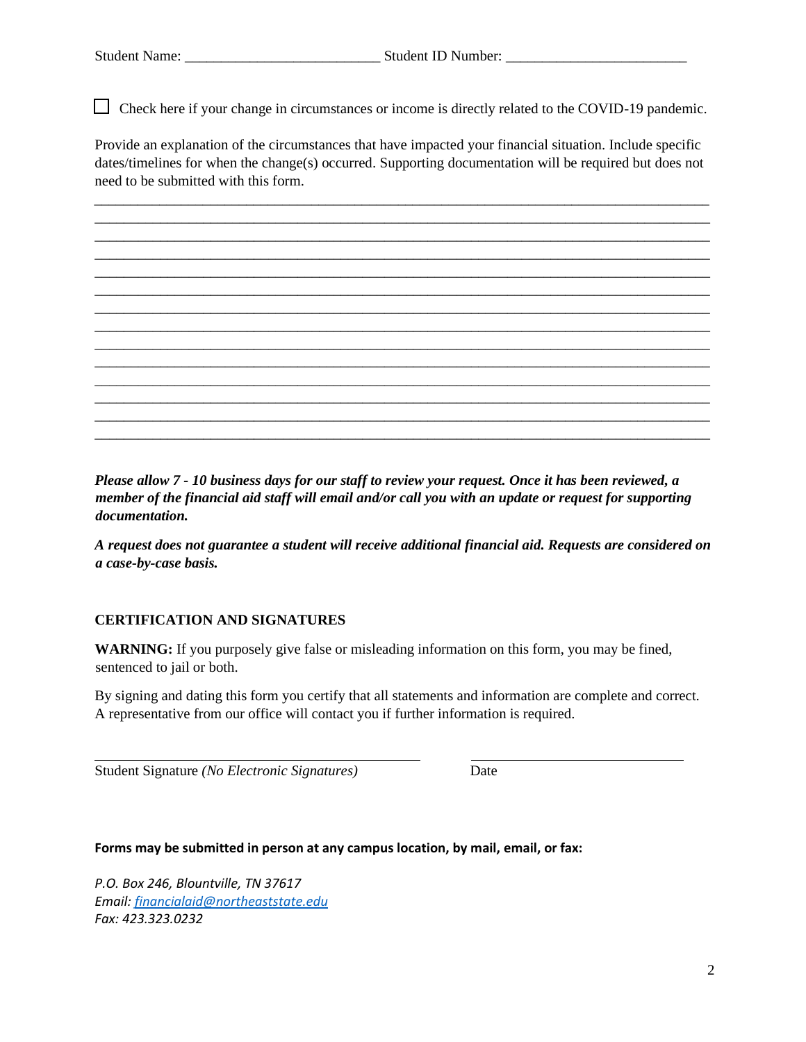Student Name: ___________________________ Student ID Number: _________________________

☐ Check here if your change in circumstances or income is directly related to the COVID-19 pandemic.

Provide an explanation of the circumstances that have impacted your financial situation. Include specific dates/timelines for when the change(s) occurred. Supporting documentation will be required but does not need to be submitted with this form.

______________________________________________________________________________________
______________________________________________________________________________________
______________________________________________________________________________________
______________________________________________________________________________________
______________________________________________________________________________________
______________________________________________________________________________________
______________________________________________________________________________________
______________________________________________________________________________________
______________________________________________________________________________________
______________________________________________________________________________________
______________________________________________________________________________________
______________________________________________________________________________________
______________________________________________________________________________________
______________________________________________________________________________________

***Please allow 7 - 10 business days for our staff to review your request. Once it has been reviewed, a member of the financial aid staff will email and/or call you with an update or request for supporting documentation.***

***A request does not guarantee a student will receive additional financial aid. Requests are considered on a case-by-case basis.***

**CERTIFICATION AND SIGNATURES**

**WARNING:** If you purposely give false or misleading information on this form, you may be fined, sentenced to jail or both.

By signing and dating this form you certify that all statements and information are complete and correct. A representative from our office will contact you if further information is required.

_______________________________________ _______________________________

Student Signature *(No Electronic Signatures)* Date

**Forms may be submitted in person at any campus location, by mail, email, or fax:**

*P.O. Box 246, Blountville, TN 37617*
*Email: financialaid@northeaststate.edu*
*Fax: 423.323.0232*